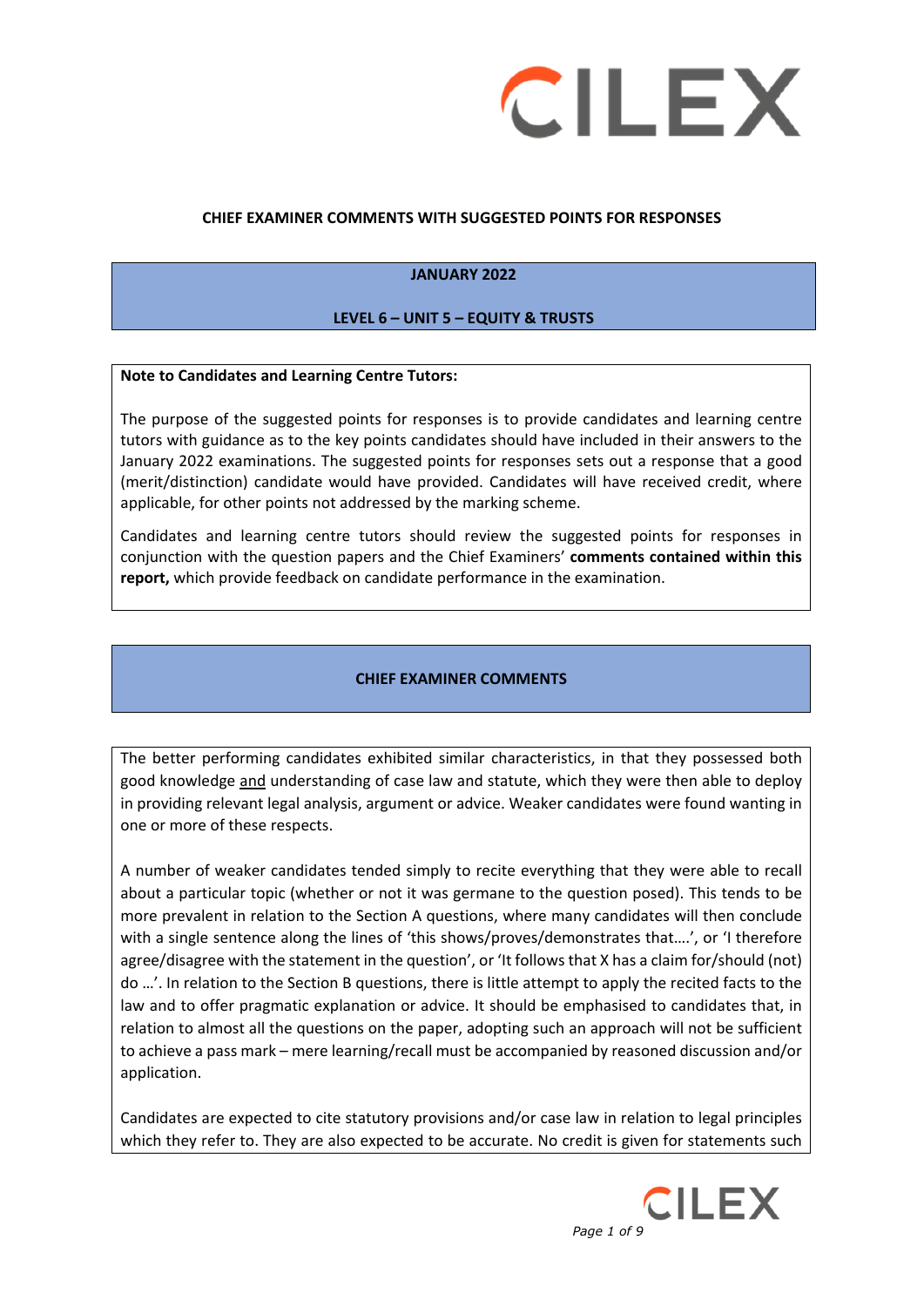**CHIEF EXAMINER COMMENTS WITH SUGGESTED POINTS FOR RESPONSES**

**JANUARY 2022**

**LEVEL 6 – UNIT 5 – EQUITY & TRUSTS**

**Note to Candidates and Learning Centre Tutors:**

The purpose of the suggested points for responses is to provide candidates and learning centre tutors with guidance as to the key points candidates should have included in their answers to the January 2022 examinations. The suggested points for responses sets out a response that a good (merit/distinction) candidate would have provided. Candidates will have received credit, where applicable, for other points not addressed by the marking scheme.

Candidates and learning centre tutors should review the suggested points for responses in conjunction with the question papers and the Chief Examiners' **comments contained within this report,** which provide feedback on candidate performance in the examination.

## CHIEF EXAMINER COMMENTS

The better performing candidates exhibited similar characteristics, in that they possessed both good knowledge and understanding of case law and statute, which they were then able to deploy in providing relevant legal analysis, argument or advice. Weaker candidates were found wanting in one or more of these respects.

A number of weaker candidates tended simply to recite everything that they were able to recall about a particular topic (whether or not it was germane to the question posed). This tends to be more prevalent in relation to the Section A questions, where many candidates will then conclude with a single sentence along the lines of 'this shows/proves/demonstrates that….', or 'I therefore agree/disagree with the statement in the question', or 'It follows that X has a claim for/should (not) do …'. In relation to the Section B questions, there is little attempt to apply the recited facts to the law and to offer pragmatic explanation or advice. It should be emphasised to candidates that, in relation to almost all the questions on the paper, adopting such an approach will not be sufficient to achieve a pass mark – mere learning/recall must be accompanied by reasoned discussion and/or application.

Candidates are expected to cite statutory provisions and/or case law in relation to legal principles which they refer to. They are also expected to be accurate. No credit is given for statements such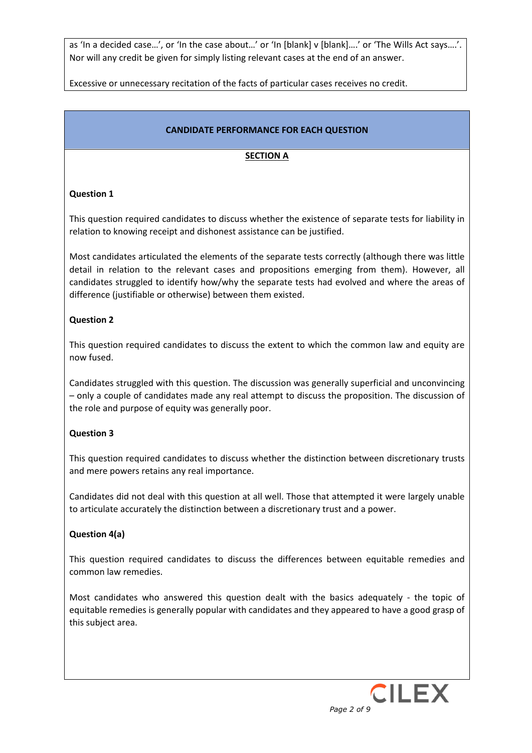as 'In a decided case…', or 'In the case about…' or 'In [blank] v [blank]….' or 'The Wills Act says….'. Nor will any credit be given for simply listing relevant cases at the end of an answer.

Excessive or unnecessary recitation of the facts of particular cases receives no credit.

## CANDIDATE PERFORMANCE FOR EACH QUESTION

### SECTION A

**Question 1**

This question required candidates to discuss whether the existence of separate tests for liability in relation to knowing receipt and dishonest assistance can be justified.

Most candidates articulated the elements of the separate tests correctly (although there was little detail in relation to the relevant cases and propositions emerging from them). However, all candidates struggled to identify how/why the separate tests had evolved and where the areas of difference (justifiable or otherwise) between them existed.

**Question 2**

This question required candidates to discuss the extent to which the common law and equity are now fused.

Candidates struggled with this question. The discussion was generally superficial and unconvincing – only a couple of candidates made any real attempt to discuss the proposition. The discussion of the role and purpose of equity was generally poor.

**Question 3**

This question required candidates to discuss whether the distinction between discretionary trusts and mere powers retains any real importance.

Candidates did not deal with this question at all well. Those that attempted it were largely unable to articulate accurately the distinction between a discretionary trust and a power.

**Question 4(a)**

This question required candidates to discuss the differences between equitable remedies and common law remedies.

Most candidates who answered this question dealt with the basics adequately - the topic of equitable remedies is generally popular with candidates and they appeared to have a good grasp of this subject area.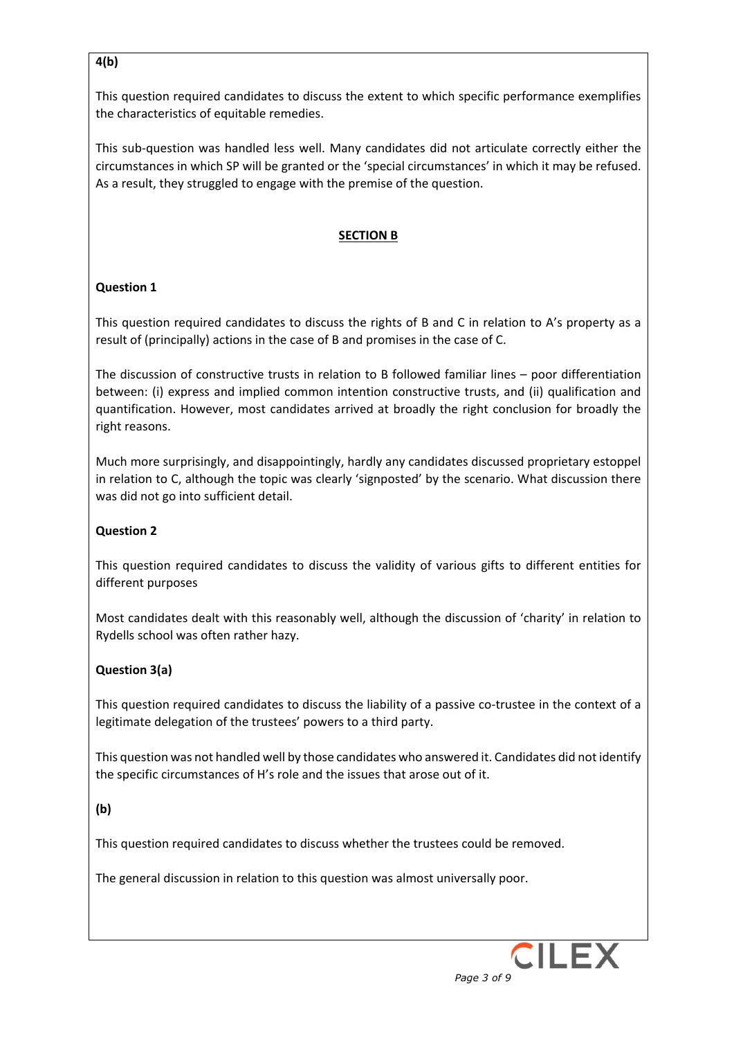**4(b)**

This question required candidates to discuss the extent to which specific performance exemplifies the characteristics of equitable remedies.

This sub-question was handled less well. Many candidates did not articulate correctly either the circumstances in which SP will be granted or the 'special circumstances' in which it may be refused. As a result, they struggled to engage with the premise of the question.

## SECTION B

**Question 1**

This question required candidates to discuss the rights of B and C in relation to A's property as a result of (principally) actions in the case of B and promises in the case of C.

The discussion of constructive trusts in relation to B followed familiar lines – poor differentiation between: (i) express and implied common intention constructive trusts, and (ii) qualification and quantification. However, most candidates arrived at broadly the right conclusion for broadly the right reasons.

Much more surprisingly, and disappointingly, hardly any candidates discussed proprietary estoppel in relation to C, although the topic was clearly 'signposted' by the scenario. What discussion there was did not go into sufficient detail.

**Question 2**

This question required candidates to discuss the validity of various gifts to different entities for different purposes

Most candidates dealt with this reasonably well, although the discussion of 'charity' in relation to Rydells school was often rather hazy.

**Question 3(a)**

This question required candidates to discuss the liability of a passive co-trustee in the context of a legitimate delegation of the trustees' powers to a third party.

This question was not handled well by those candidates who answered it. Candidates did not identify the specific circumstances of H's role and the issues that arose out of it.

**(b)**

This question required candidates to discuss whether the trustees could be removed.

The general discussion in relation to this question was almost universally poor.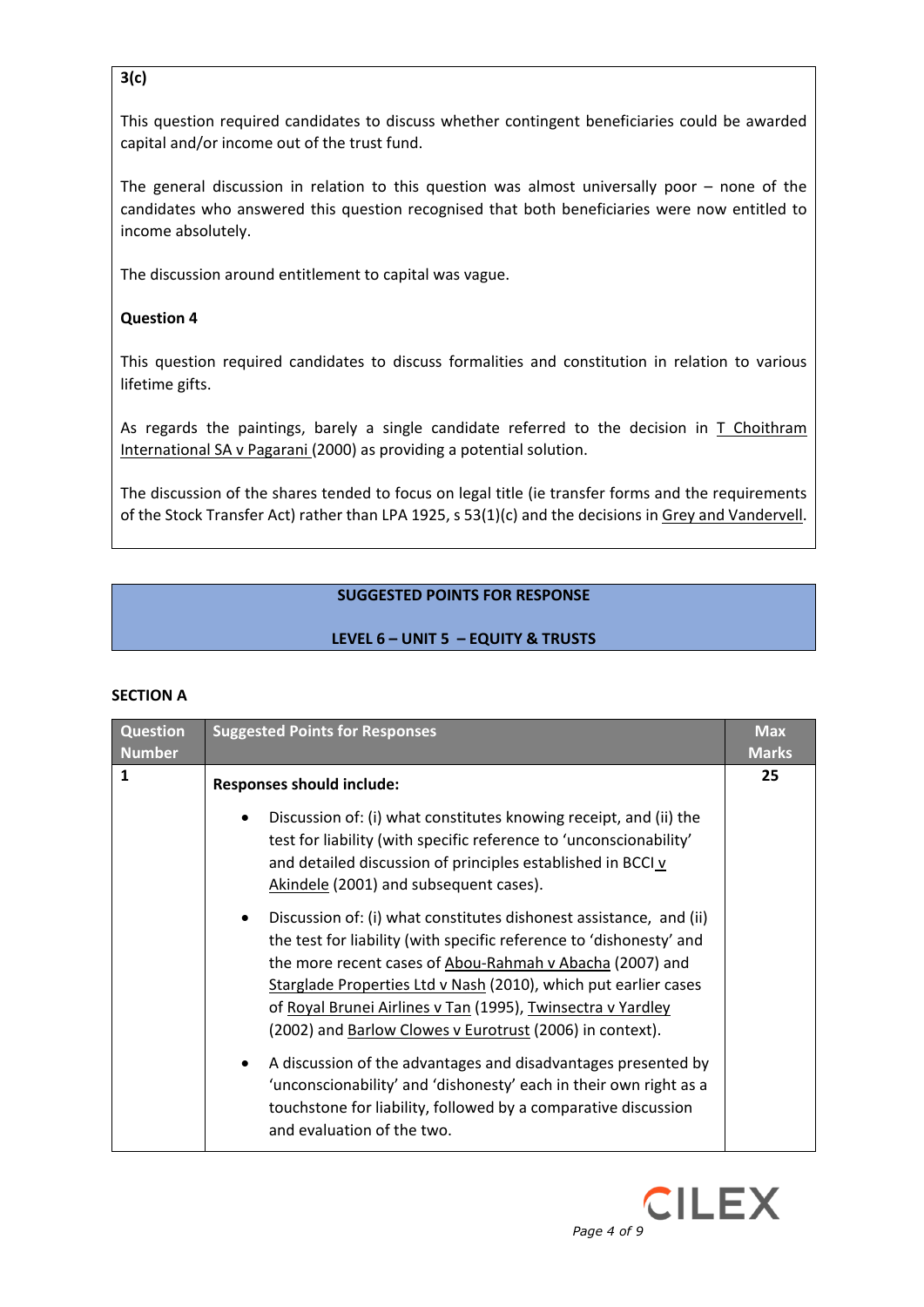**3(c)**

This question required candidates to discuss whether contingent beneficiaries could be awarded capital and/or income out of the trust fund.

The general discussion in relation to this question was almost universally poor – none of the candidates who answered this question recognised that both beneficiaries were now entitled to income absolutely.

The discussion around entitlement to capital was vague.

**Question 4**

This question required candidates to discuss formalities and constitution in relation to various lifetime gifts.

As regards the paintings, barely a single candidate referred to the decision in T Choithram International SA v Pagarani (2000) as providing a potential solution.

The discussion of the shares tended to focus on legal title (ie transfer forms and the requirements of the Stock Transfer Act) rather than LPA 1925, s 53(1)(c) and the decisions in Grey and Vandervell.

## SUGGESTED POINTS FOR RESPONSE

## LEVEL 6 – UNIT 5 – EQUITY & TRUSTS

### SECTION A

| Question Number | Suggested Points for Responses | Max Marks |
|---|---|---|
| 1 | **Responses should include:**<br><br>• Discussion of: (i) what constitutes knowing receipt, and (ii) the test for liability (with specific reference to 'unconscionability' and detailed discussion of principles established in BCCI v Akindele (2001) and subsequent cases).<br><br>• Discussion of: (i) what constitutes dishonest assistance, and (ii) the test for liability (with specific reference to 'dishonesty' and the more recent cases of Abou-Rahmah v Abacha (2007) and Starglade Properties Ltd v Nash (2010), which put earlier cases of Royal Brunei Airlines v Tan (1995), Twinsectra v Yardley (2002) and Barlow Clowes v Eurotrust (2006) in context).<br><br>• A discussion of the advantages and disadvantages presented by 'unconscionability' and 'dishonesty' each in their own right as a touchstone for liability, followed by a comparative discussion and evaluation of the two. | 25 |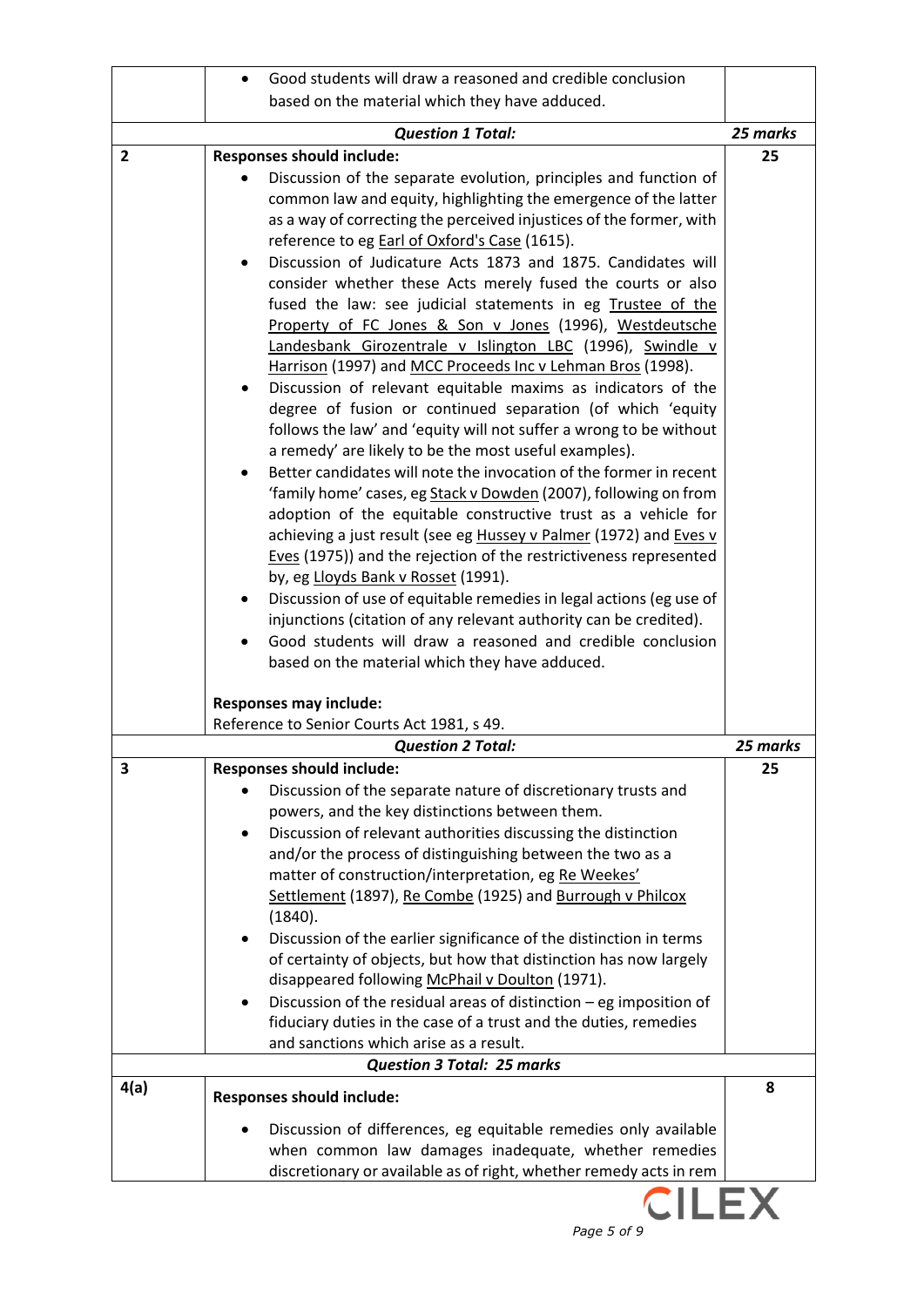| | | |
|---|---|---|
| | • Good students will draw a reasoned and credible conclusion based on the material which they have adduced. | |
| | ***Question 1 Total:*** | ***25 marks*** |
| **2** | **Responses should include:**<br>• Discussion of the separate evolution, principles and function of common law and equity, highlighting the emergence of the latter as a way of correcting the perceived injustices of the former, with reference to eg Earl of Oxford's Case (1615).<br>• Discussion of Judicature Acts 1873 and 1875. Candidates will consider whether these Acts merely fused the courts or also fused the law: see judicial statements in eg Trustee of the Property of FC Jones & Son v Jones (1996), Westdeutsche Landesbank Girozentrale v Islington LBC (1996), Swindle v Harrison (1997) and MCC Proceeds Inc v Lehman Bros (1998).<br>• Discussion of relevant equitable maxims as indicators of the degree of fusion or continued separation (of which 'equity follows the law' and 'equity will not suffer a wrong to be without a remedy' are likely to be the most useful examples).<br>• Better candidates will note the invocation of the former in recent 'family home' cases, eg Stack v Dowden (2007), following on from adoption of the equitable constructive trust as a vehicle for achieving a just result (see eg Hussey v Palmer (1972) and Eves v Eves (1975)) and the rejection of the restrictiveness represented by, eg Lloyds Bank v Rosset (1991).<br>• Discussion of use of equitable remedies in legal actions (eg use of injunctions (citation of any relevant authority can be credited).<br>• Good students will draw a reasoned and credible conclusion based on the material which they have adduced.<br><br>**Responses may include:**<br>Reference to Senior Courts Act 1981, s 49. | 25 |
| | ***Question 2 Total:*** | ***25 marks*** |
| **3** | **Responses should include:**<br>• Discussion of the separate nature of discretionary trusts and powers, and the key distinctions between them.<br>• Discussion of relevant authorities discussing the distinction and/or the process of distinguishing between the two as a matter of construction/interpretation, eg Re Weekes' Settlement (1897), Re Combe (1925) and Burrough v Philcox (1840).<br>• Discussion of the earlier significance of the distinction in terms of certainty of objects, but how that distinction has now largely disappeared following McPhail v Doulton (1971).<br>• Discussion of the residual areas of distinction – eg imposition of fiduciary duties in the case of a trust and the duties, remedies and sanctions which arise as a result. | 25 |
| | ***Question 3 Total: 25 marks*** | |
| **4(a)** | **Responses should include:**<br>• Discussion of differences, eg equitable remedies only available when common law damages inadequate, whether remedies discretionary or available as of right, whether remedy acts in rem | 8 |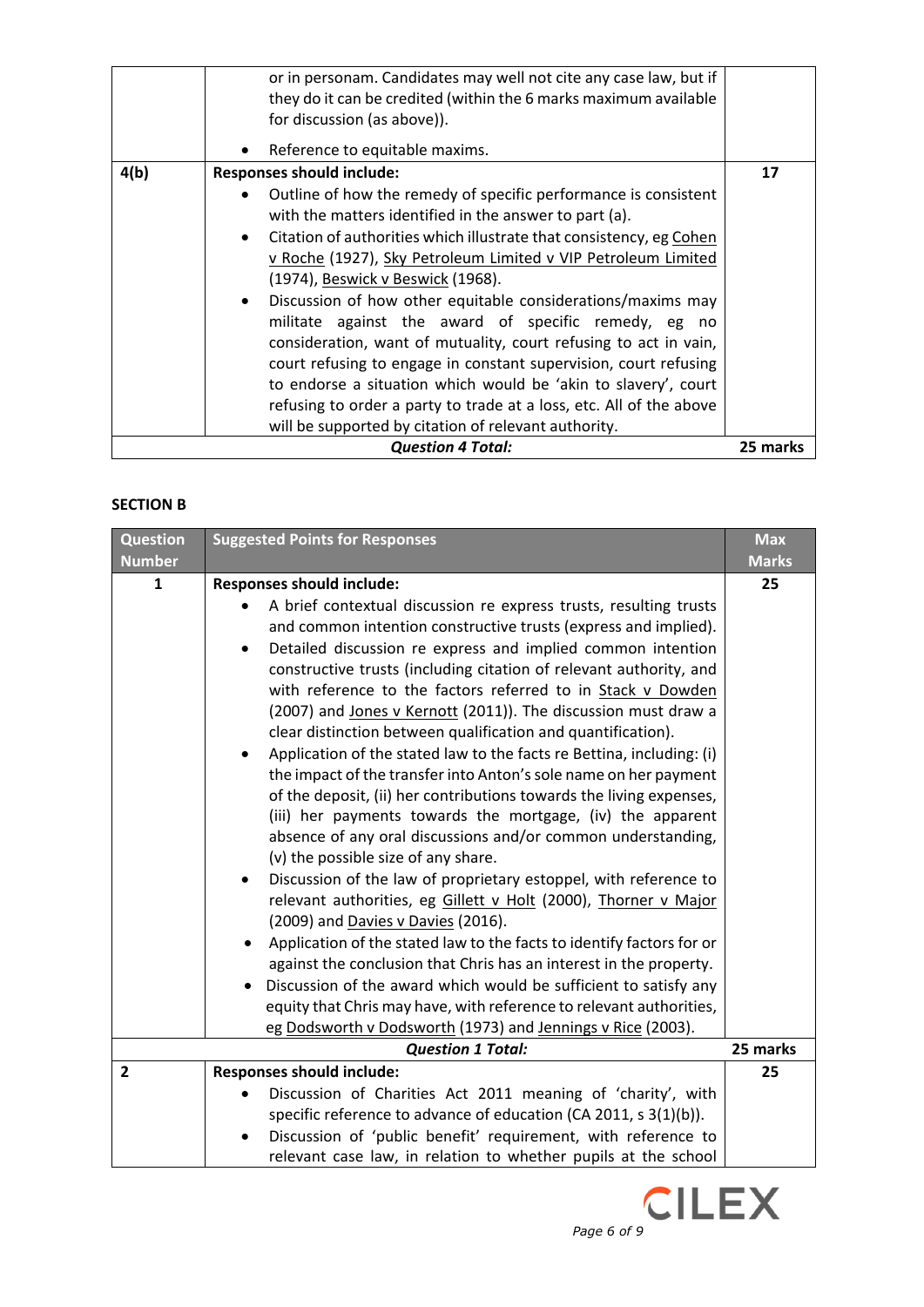| | | |
|---|---|---|
| | or in personam. Candidates may well not cite any case law, but if they do it can be credited (within the 6 marks maximum available for discussion (as above)).<br><br>• Reference to equitable maxims. | |
| 4(b) | **Responses should include:**<br>• Outline of how the remedy of specific performance is consistent with the matters identified in the answer to part (a).<br>• Citation of authorities which illustrate that consistency, eg Cohen v Roche (1927), Sky Petroleum Limited v VIP Petroleum Limited (1974), Beswick v Beswick (1968).<br>• Discussion of how other equitable considerations/maxims may militate against the award of specific remedy, eg no consideration, want of mutuality, court refusing to act in vain, court refusing to engage in constant supervision, court refusing to endorse a situation which would be 'akin to slavery', court refusing to order a party to trade at a loss, etc. All of the above will be supported by citation of relevant authority. | 17 |
| | ***Question 4 Total:*** | **25 marks** |

## SECTION B

| Question Number | Suggested Points for Responses | Max Marks |
|---|---|---|
| **1** | **Responses should include:**<br>• A brief contextual discussion re express trusts, resulting trusts and common intention constructive trusts (express and implied).<br>• Detailed discussion re express and implied common intention constructive trusts (including citation of relevant authority, and with reference to the factors referred to in Stack v Dowden (2007) and Jones v Kernott (2011)). The discussion must draw a clear distinction between qualification and quantification).<br>• Application of the stated law to the facts re Bettina, including: (i) the impact of the transfer into Anton's sole name on her payment of the deposit, (ii) her contributions towards the living expenses, (iii) her payments towards the mortgage, (iv) the apparent absence of any oral discussions and/or common understanding, (v) the possible size of any share.<br>• Discussion of the law of proprietary estoppel, with reference to relevant authorities, eg Gillett v Holt (2000), Thorner v Major (2009) and Davies v Davies (2016).<br>• Application of the stated law to the facts to identify factors for or against the conclusion that Chris has an interest in the property.<br>• Discussion of the award which would be sufficient to satisfy any equity that Chris may have, with reference to relevant authorities, eg Dodsworth v Dodsworth (1973) and Jennings v Rice (2003). | 25 |
| | ***Question 1 Total:*** | **25 marks** |
| **2** | **Responses should include:**<br>• Discussion of Charities Act 2011 meaning of 'charity', with specific reference to advance of education (CA 2011, s 3(1)(b)).<br>• Discussion of 'public benefit' requirement, with reference to relevant case law, in relation to whether pupils at the school | 25 |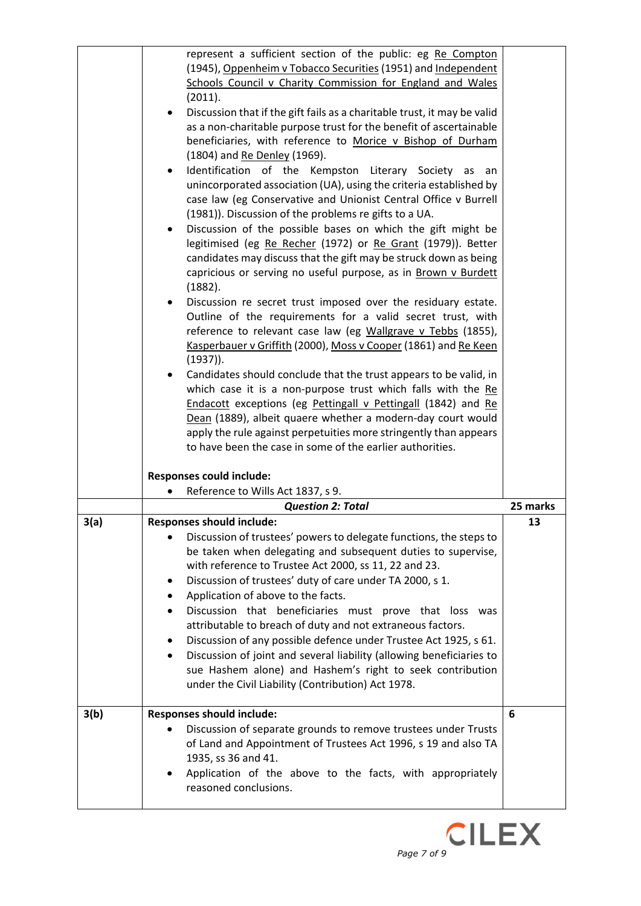| | | |
|---|---|---|
| | represent a sufficient section of the public: eg Re Compton (1945), Oppenheim v Tobacco Securities (1951) and Independent Schools Council v Charity Commission for England and Wales (2011).<br>• Discussion that if the gift fails as a charitable trust, it may be valid as a non-charitable purpose trust for the benefit of ascertainable beneficiaries, with reference to Morice v Bishop of Durham (1804) and Re Denley (1969).<br>• Identification of the Kempston Literary Society as an unincorporated association (UA), using the criteria established by case law (eg Conservative and Unionist Central Office v Burrell (1981)). Discussion of the problems re gifts to a UA.<br>• Discussion of the possible bases on which the gift might be legitimised (eg Re Recher (1972) or Re Grant (1979)). Better candidates may discuss that the gift may be struck down as being capricious or serving no useful purpose, as in Brown v Burdett (1882).<br>• Discussion re secret trust imposed over the residuary estate. Outline of the requirements for a valid secret trust, with reference to relevant case law (eg Wallgrave v Tebbs (1855), Kasperbauer v Griffith (2000), Moss v Cooper (1861) and Re Keen (1937)).<br>• Candidates should conclude that the trust appears to be valid, in which case it is a non-purpose trust which falls with the Re Endacott exceptions (eg Pettingall v Pettingall (1842) and Re Dean (1889), albeit quaere whether a modern-day court would apply the rule against perpetuities more stringently than appears to have been the case in some of the earlier authorities.<br><br>**Responses could include:**<br>• Reference to Wills Act 1837, s 9. | |
| | ***Question 2: Total*** | **25 marks** |
| **3(a)** | **Responses should include:**<br>• Discussion of trustees' powers to delegate functions, the steps to be taken when delegating and subsequent duties to supervise, with reference to Trustee Act 2000, ss 11, 22 and 23.<br>• Discussion of trustees' duty of care under TA 2000, s 1.<br>• Application of above to the facts.<br>• Discussion that beneficiaries must prove that loss was attributable to breach of duty and not extraneous factors.<br>• Discussion of any possible defence under Trustee Act 1925, s 61.<br>• Discussion of joint and several liability (allowing beneficiaries to sue Hashem alone) and Hashem's right to seek contribution under the Civil Liability (Contribution) Act 1978. | **13** |
| **3(b)** | **Responses should include:**<br>• Discussion of separate grounds to remove trustees under Trusts of Land and Appointment of Trustees Act 1996, s 19 and also TA 1935, ss 36 and 41.<br>• Application of the above to the facts, with appropriately reasoned conclusions. | **6** |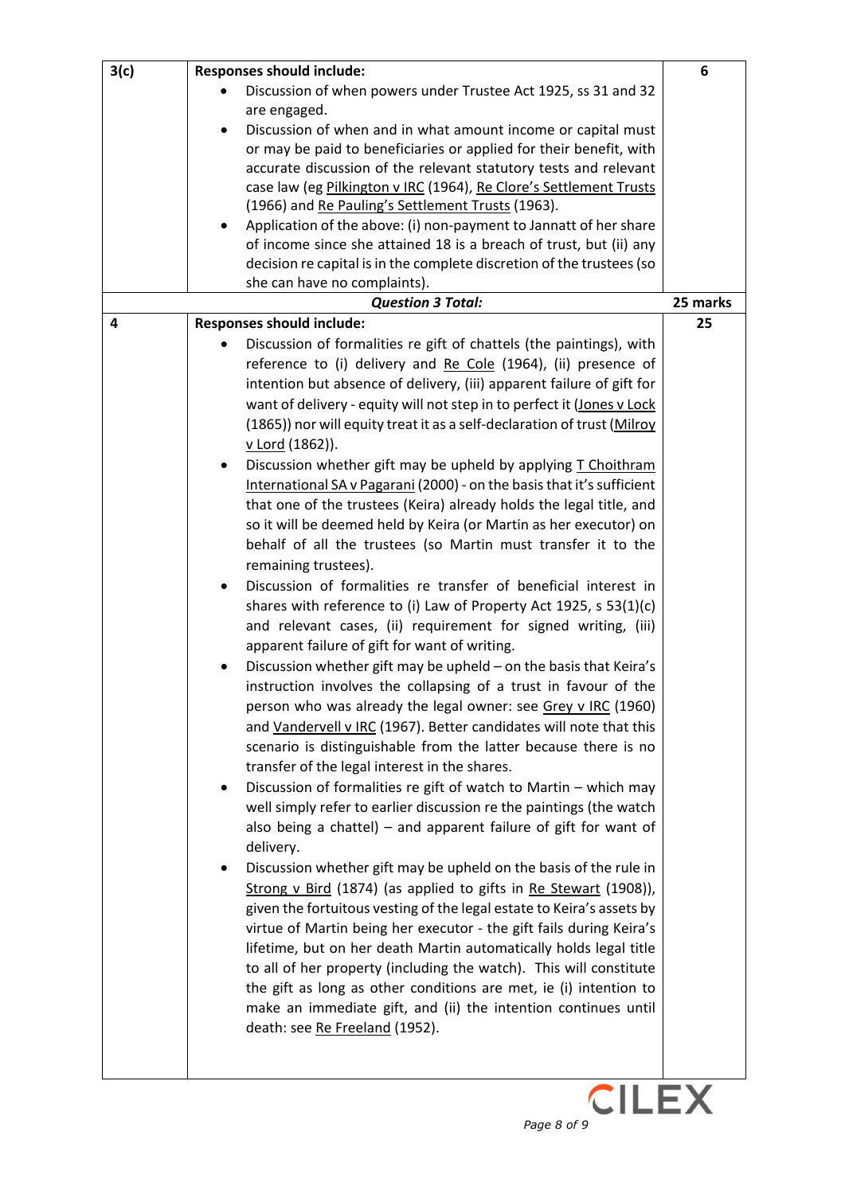| | | |
|---|---|---|
| 3(c) | **Responses should include:**<br>• Discussion of when powers under Trustee Act 1925, ss 31 and 32 are engaged.<br>• Discussion of when and in what amount income or capital must or may be paid to beneficiaries or applied for their benefit, with accurate discussion of the relevant statutory tests and relevant case law (eg <u>Pilkington v IRC</u> (1964), <u>Re Clore's Settlement Trusts</u> (1966) and <u>Re Pauling's Settlement Trusts</u> (1963).<br>• Application of the above: (i) non-payment to Jannatt of her share of income since she attained 18 is a breach of trust, but (ii) any decision re capital is in the complete discretion of the trustees (so she can have no complaints). | 6 |
| | ***Question 3 Total:*** | **25 marks** |
| **4** | **Responses should include:**<br>• Discussion of formalities re gift of chattels (the paintings), with reference to (i) delivery and <u>Re Cole</u> (1964), (ii) presence of intention but absence of delivery, (iii) apparent failure of gift for want of delivery - equity will not step in to perfect it (<u>Jones v Lock</u> (1865)) nor will equity treat it as a self-declaration of trust (<u>Milroy v Lord</u> (1862)).<br>• Discussion whether gift may be upheld by applying <u>T Choithram International SA v Pagarani</u> (2000) - on the basis that it's sufficient that one of the trustees (Keira) already holds the legal title, and so it will be deemed held by Keira (or Martin as her executor) on behalf of all the trustees (so Martin must transfer it to the remaining trustees).<br>• Discussion of formalities re transfer of beneficial interest in shares with reference to (i) Law of Property Act 1925, s 53(1)(c) and relevant cases, (ii) requirement for signed writing, (iii) apparent failure of gift for want of writing.<br>• Discussion whether gift may be upheld – on the basis that Keira's instruction involves the collapsing of a trust in favour of the person who was already the legal owner: see <u>Grey v IRC</u> (1960) and <u>Vandervell v IRC</u> (1967). Better candidates will note that this scenario is distinguishable from the latter because there is no transfer of the legal interest in the shares.<br>• Discussion of formalities re gift of watch to Martin – which may well simply refer to earlier discussion re the paintings (the watch also being a chattel) – and apparent failure of gift for want of delivery.<br>• Discussion whether gift may be upheld on the basis of the rule in <u>Strong v Bird</u> (1874) (as applied to gifts in <u>Re Stewart</u> (1908)), given the fortuitous vesting of the legal estate to Keira's assets by virtue of Martin being her executor - the gift fails during Keira's lifetime, but on her death Martin automatically holds legal title to all of her property (including the watch). This will constitute the gift as long as other conditions are met, ie (i) intention to make an immediate gift, and (ii) the intention continues until death: see <u>Re Freeland</u> (1952). | **25** |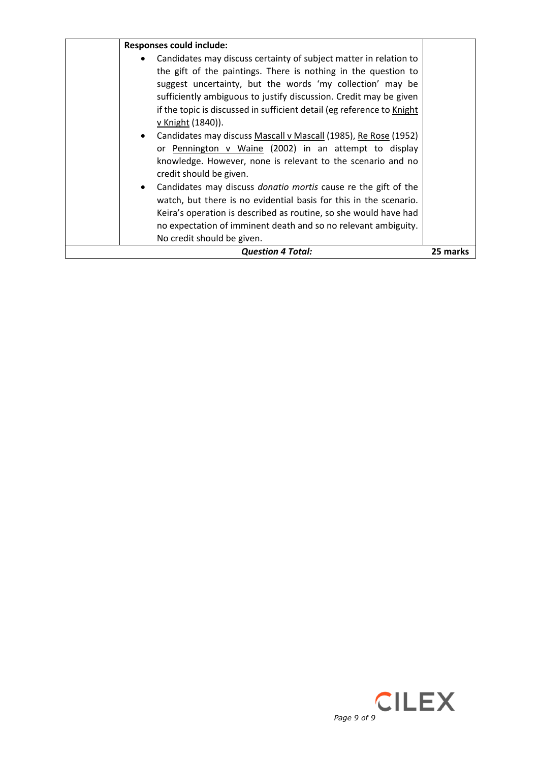| | | |
|---|---|---|
| | **Responses could include:**<br><br>- Candidates may discuss certainty of subject matter in relation to the gift of the paintings. There is nothing in the question to suggest uncertainty, but the words 'my collection' may be sufficiently ambiguous to justify discussion. Credit may be given if the topic is discussed in sufficient detail (eg reference to <u>Knight v Knight</u> (1840)).<br>- Candidates may discuss <u>Mascall v Mascall</u> (1985), <u>Re Rose</u> (1952) or <u>Pennington v Waine</u> (2002) in an attempt to display knowledge. However, none is relevant to the scenario and no credit should be given.<br>- Candidates may discuss *donatio mortis* cause re the gift of the watch, but there is no evidential basis for this in the scenario. Keira's operation is described as routine, so she would have had no expectation of imminent death and so no relevant ambiguity. No credit should be given. | |
| | ***Question 4 Total:*** | **25 marks** |